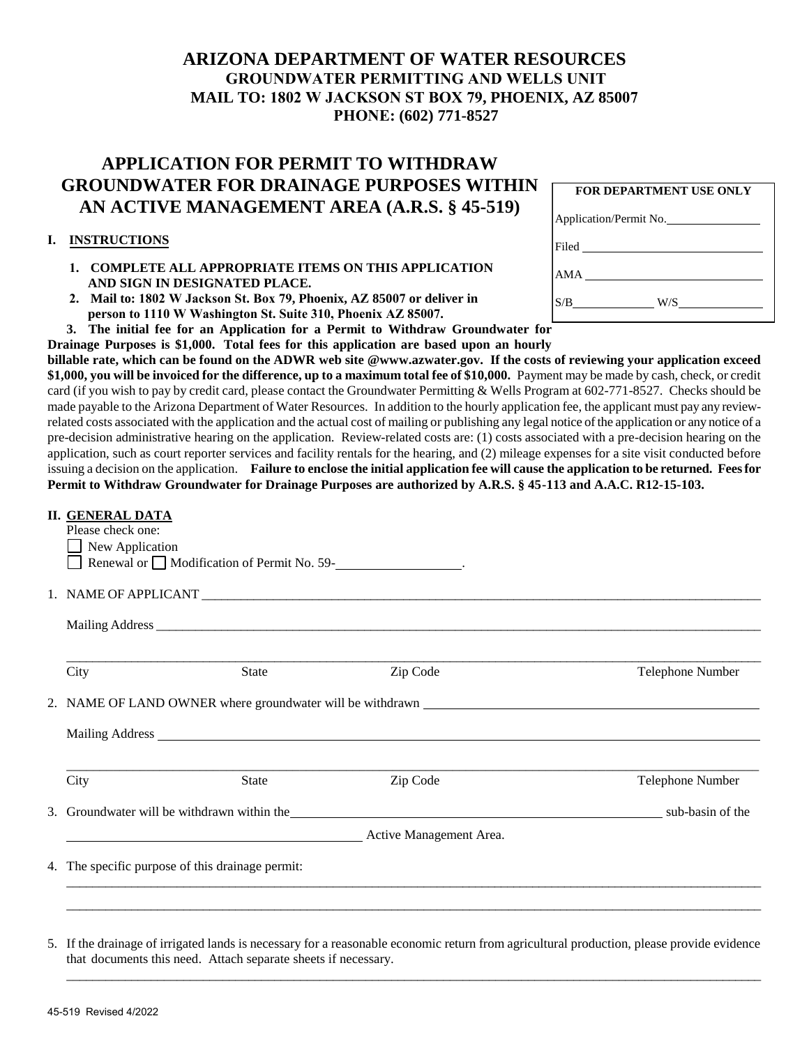# ARIZONA DEPARTMENT OF WATER RESOURCES

**GROUNDWATER PERMITTING AND WELLS UNIT**
**MAIL TO: 1802 W JACKSON ST BOX 79, PHOENIX, AZ 85007**
**PHONE: (602) 771-8527**

## APPLICATION FOR PERMIT TO WITHDRAW GROUNDWATER FOR DRAINAGE PURPOSES WITHIN AN ACTIVE MANAGEMENT AREA (A.R.S. § 45-519)

| FOR DEPARTMENT USE ONLY |
|---|
| Application/Permit No.\_\_\_\_\_\_\_\_\_\_ |
| Filed \_\_\_\_\_\_\_\_\_\_ |
| AMA \_\_\_\_\_\_\_\_\_\_ |
| S/B\_\_\_\_\_\_\_\_ W/S\_\_\_\_\_\_\_\_ |

### I. INSTRUCTIONS

1. **COMPLETE ALL APPROPRIATE ITEMS ON THIS APPLICATION AND SIGN IN DESIGNATED PLACE.**
2. **Mail to: 1802 W Jackson St. Box 79, Phoenix, AZ 85007 or deliver in person to 1110 W Washington St. Suite 310, Phoenix AZ 85007.**
3. **The initial fee for an Application for a Permit to Withdraw Groundwater for Drainage Purposes is $1,000. Total fees for this application are based upon an hourly billable rate, which can be found on the ADWR web site @www.azwater.gov. If the costs of reviewing your application exceed $1,000, you will be invoiced for the difference, up to a maximum total fee of $10,000.** Payment may be made by cash, check, or credit card (if you wish to pay by credit card, please contact the Groundwater Permitting & Wells Program at 602-771-8527. Checks should be made payable to the Arizona Department of Water Resources. In addition to the hourly application fee, the applicant must pay any review-related costs associated with the application and the actual cost of mailing or publishing any legal notice of the application or any notice of a pre-decision administrative hearing on the application. Review-related costs are: (1) costs associated with a pre-decision hearing on the application, such as court reporter services and facility rentals for the hearing, and (2) mileage expenses for a site visit conducted before issuing a decision on the application. **Failure to enclose the initial application fee will cause the application to be returned. Fees for Permit to Withdraw Groundwater for Drainage Purposes are authorized by A.R.S. § 45-113 and A.A.C. R12-15-103.**

### II. GENERAL DATA

Please check one:

☐ New Application

☐ Renewal or ☐ Modification of Permit No. 59-\_\_\_\_\_\_\_\_\_\_.

1. NAME OF APPLICANT \_\_\_\_\_\_\_\_\_\_\_\_\_\_\_\_\_\_\_\_

   Mailing Address \_\_\_\_\_\_\_\_\_\_\_\_\_\_\_\_\_\_\_\_

   \_\_\_\_\_\_\_\_\_\_\_\_\_\_\_\_\_\_\_\_
   City &nbsp;&nbsp;&nbsp; State &nbsp;&nbsp;&nbsp; Zip Code &nbsp;&nbsp;&nbsp; Telephone Number

2. NAME OF LAND OWNER where groundwater will be withdrawn \_\_\_\_\_\_\_\_\_\_\_\_\_\_\_\_\_\_\_\_

   Mailing Address \_\_\_\_\_\_\_\_\_\_\_\_\_\_\_\_\_\_\_\_

   \_\_\_\_\_\_\_\_\_\_\_\_\_\_\_\_\_\_\_\_
   City &nbsp;&nbsp;&nbsp; State &nbsp;&nbsp;&nbsp; Zip Code &nbsp;&nbsp;&nbsp; Telephone Number

3. Groundwater will be withdrawn within the \_\_\_\_\_\_\_\_\_\_\_\_\_\_\_\_\_\_\_\_ sub-basin of the \_\_\_\_\_\_\_\_\_\_\_\_\_\_\_\_\_\_\_\_ Active Management Area.

4. The specific purpose of this drainage permit:

   \_\_\_\_\_\_\_\_\_\_\_\_\_\_\_\_\_\_\_\_

   \_\_\_\_\_\_\_\_\_\_\_\_\_\_\_\_\_\_\_\_

5. If the drainage of irrigated lands is necessary for a reasonable economic return from agricultural production, please provide evidence that documents this need. Attach separate sheets if necessary.

   \_\_\_\_\_\_\_\_\_\_\_\_\_\_\_\_\_\_\_\_

45-519 Revised 4/2022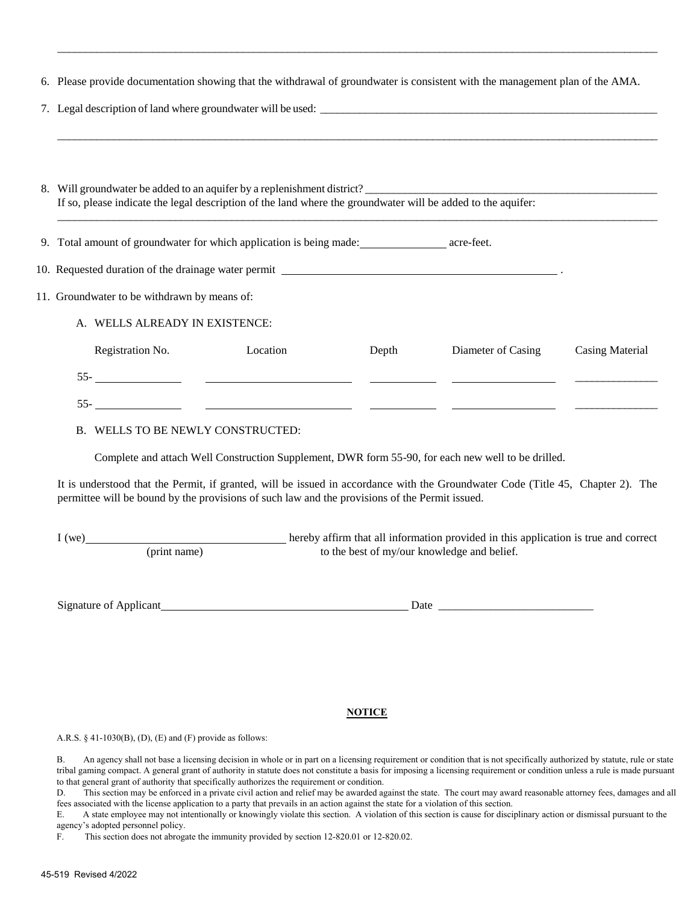6. Please provide documentation showing that the withdrawal of groundwater is consistent with the management plan of the AMA.

7. Legal description of land where groundwater will be used: ____________________________________________

____________________________________________________________________________________

8. Will groundwater be added to an aquifer by a replenishment district? ____________________________________
   If so, please indicate the legal description of the land where the groundwater will be added to the aquifer:

____________________________________________________________________________________

9. Total amount of groundwater for which application is being made: ______________ acre-feet.

10. Requested duration of the drainage water permit ____________________________________________ .

11. Groundwater to be withdrawn by means of:

    A. WELLS ALREADY IN EXISTENCE:

| Registration No. | Location | Depth | Diameter of Casing | Casing Material |
|---|---|---|---|---|
| 55- ____________ | ____________ | ____________ | ____________ | ____________ |
| 55- ____________ | ____________ | ____________ | ____________ | ____________ |

    B. WELLS TO BE NEWLY CONSTRUCTED:

    Complete and attach Well Construction Supplement, DWR form 55-90, for each new well to be drilled.

It is understood that the Permit, if granted, will be issued in accordance with the Groundwater Code (Title 45, Chapter 2). The permittee will be bound by the provisions of such law and the provisions of the Permit issued.

I (we)______________________________ hereby affirm that all information provided in this application is true and correct
(print name) to the best of my/our knowledge and belief.

Signature of Applicant____________________________________ Date ________________________

**NOTICE**

A.R.S. § 41-1030(B), (D), (E) and (F) provide as follows:

B. An agency shall not base a licensing decision in whole or in part on a licensing requirement or condition that is not specifically authorized by statute, rule or state tribal gaming compact. A general grant of authority in statute does not constitute a basis for imposing a licensing requirement or condition unless a rule is made pursuant to that general grant of authority that specifically authorizes the requirement or condition.

D. This section may be enforced in a private civil action and relief may be awarded against the state. The court may award reasonable attorney fees, damages and all fees associated with the license application to a party that prevails in an action against the state for a violation of this section.

E. A state employee may not intentionally or knowingly violate this section. A violation of this section is cause for disciplinary action or dismissal pursuant to the agency's adopted personnel policy.

F. This section does not abrogate the immunity provided by section 12-820.01 or 12-820.02.

45-519 Revised 4/2022